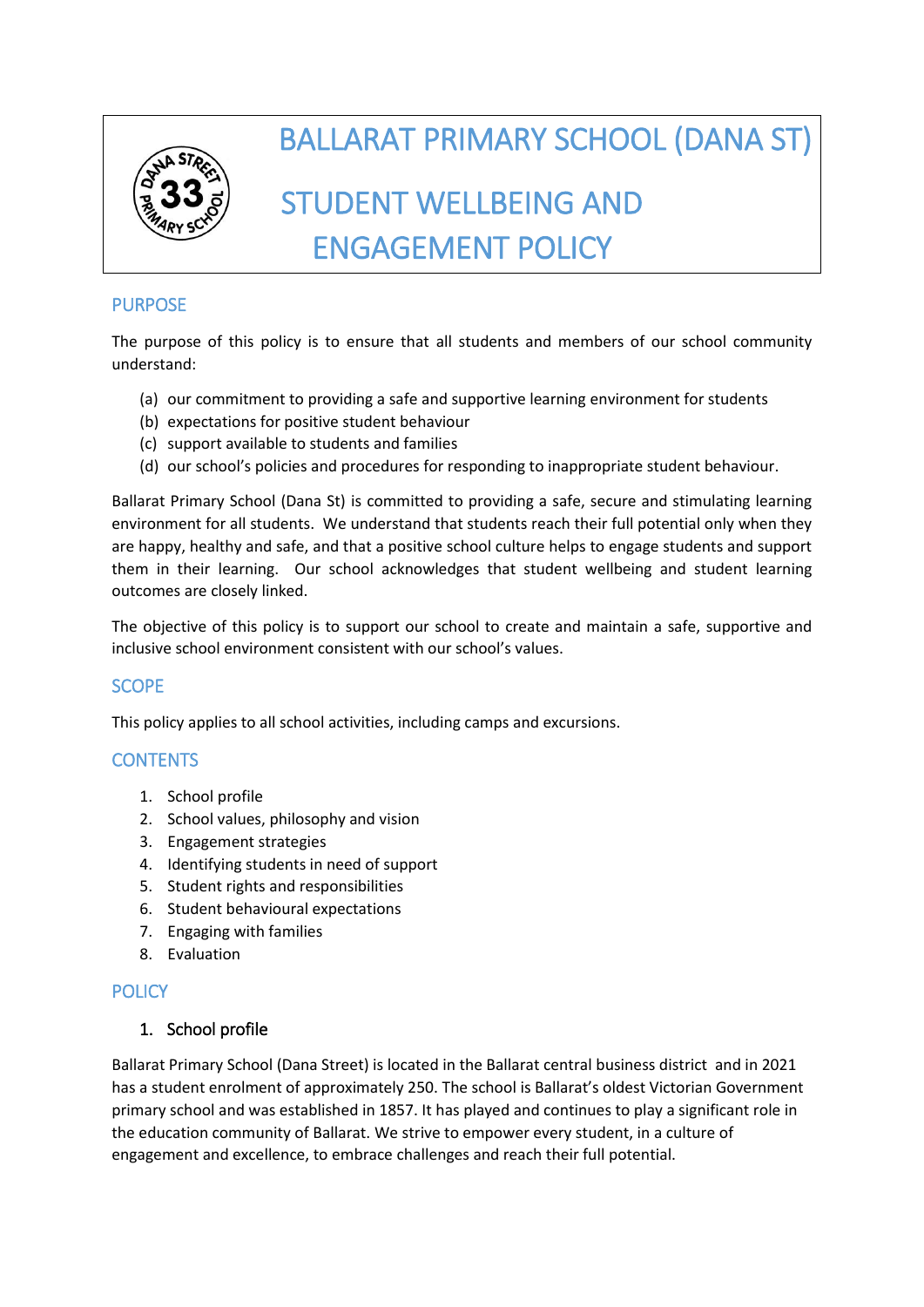# BALLARAT PRIMARY SCHOOL (DANA ST)

# STUDENT WELLBEING AND ENGAGEMENT POLICY

## PURPOSE

The purpose of this policy is to ensure that all students and members of our school community understand:

(a) our commitment to providing a safe and supportive learning environment for students
(b) expectations for positive student behaviour
(c) support available to students and families
(d) our school's policies and procedures for responding to inappropriate student behaviour.

Ballarat Primary School (Dana St) is committed to providing a safe, secure and stimulating learning environment for all students. We understand that students reach their full potential only when they are happy, healthy and safe, and that a positive school culture helps to engage students and support them in their learning. Our school acknowledges that student wellbeing and student learning outcomes are closely linked.

The objective of this policy is to support our school to create and maintain a safe, supportive and inclusive school environment consistent with our school's values.

## SCOPE

This policy applies to all school activities, including camps and excursions.

## CONTENTS

1. School profile
2. School values, philosophy and vision
3. Engagement strategies
4. Identifying students in need of support
5. Student rights and responsibilities
6. Student behavioural expectations
7. Engaging with families
8. Evaluation

## POLICY

### 1. School profile

Ballarat Primary School (Dana Street) is located in the Ballarat central business district and in 2021 has a student enrolment of approximately 250. The school is Ballarat's oldest Victorian Government primary school and was established in 1857. It has played and continues to play a significant role in the education community of Ballarat. We strive to empower every student, in a culture of engagement and excellence, to embrace challenges and reach their full potential.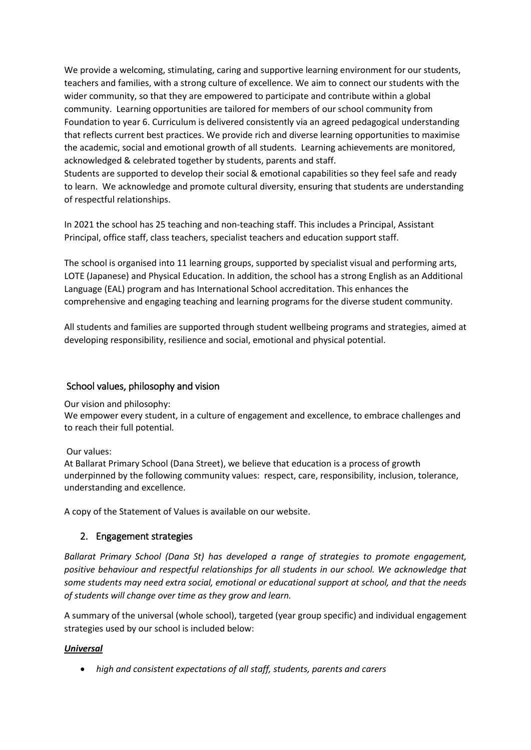We provide a welcoming, stimulating, caring and supportive learning environment for our students, teachers and families, with a strong culture of excellence. We aim to connect our students with the wider community, so that they are empowered to participate and contribute within a global community. Learning opportunities are tailored for members of our school community from Foundation to year 6. Curriculum is delivered consistently via an agreed pedagogical understanding that reflects current best practices. We provide rich and diverse learning opportunities to maximise the academic, social and emotional growth of all students. Learning achievements are monitored, acknowledged & celebrated together by students, parents and staff.
Students are supported to develop their social & emotional capabilities so they feel safe and ready to learn. We acknowledge and promote cultural diversity, ensuring that students are understanding of respectful relationships.

In 2021 the school has 25 teaching and non-teaching staff. This includes a Principal, Assistant Principal, office staff, class teachers, specialist teachers and education support staff.

The school is organised into 11 learning groups, supported by specialist visual and performing arts, LOTE (Japanese) and Physical Education. In addition, the school has a strong English as an Additional Language (EAL) program and has International School accreditation. This enhances the comprehensive and engaging teaching and learning programs for the diverse student community.

All students and families are supported through student wellbeing programs and strategies, aimed at developing responsibility, resilience and social, emotional and physical potential.

### School values, philosophy and vision

Our vision and philosophy:
We empower every student, in a culture of engagement and excellence, to embrace challenges and to reach their full potential.

Our values:
At Ballarat Primary School (Dana Street), we believe that education is a process of growth underpinned by the following community values: respect, care, responsibility, inclusion, tolerance, understanding and excellence.

A copy of the Statement of Values is available on our website.

## 2. Engagement strategies

*Ballarat Primary School (Dana St) has developed a range of strategies to promote engagement, positive behaviour and respectful relationships for all students in our school. We acknowledge that some students may need extra social, emotional or educational support at school, and that the needs of students will change over time as they grow and learn.*

A summary of the universal (whole school), targeted (year group specific) and individual engagement strategies used by our school is included below:

***Universal***

- *high and consistent expectations of all staff, students, parents and carers*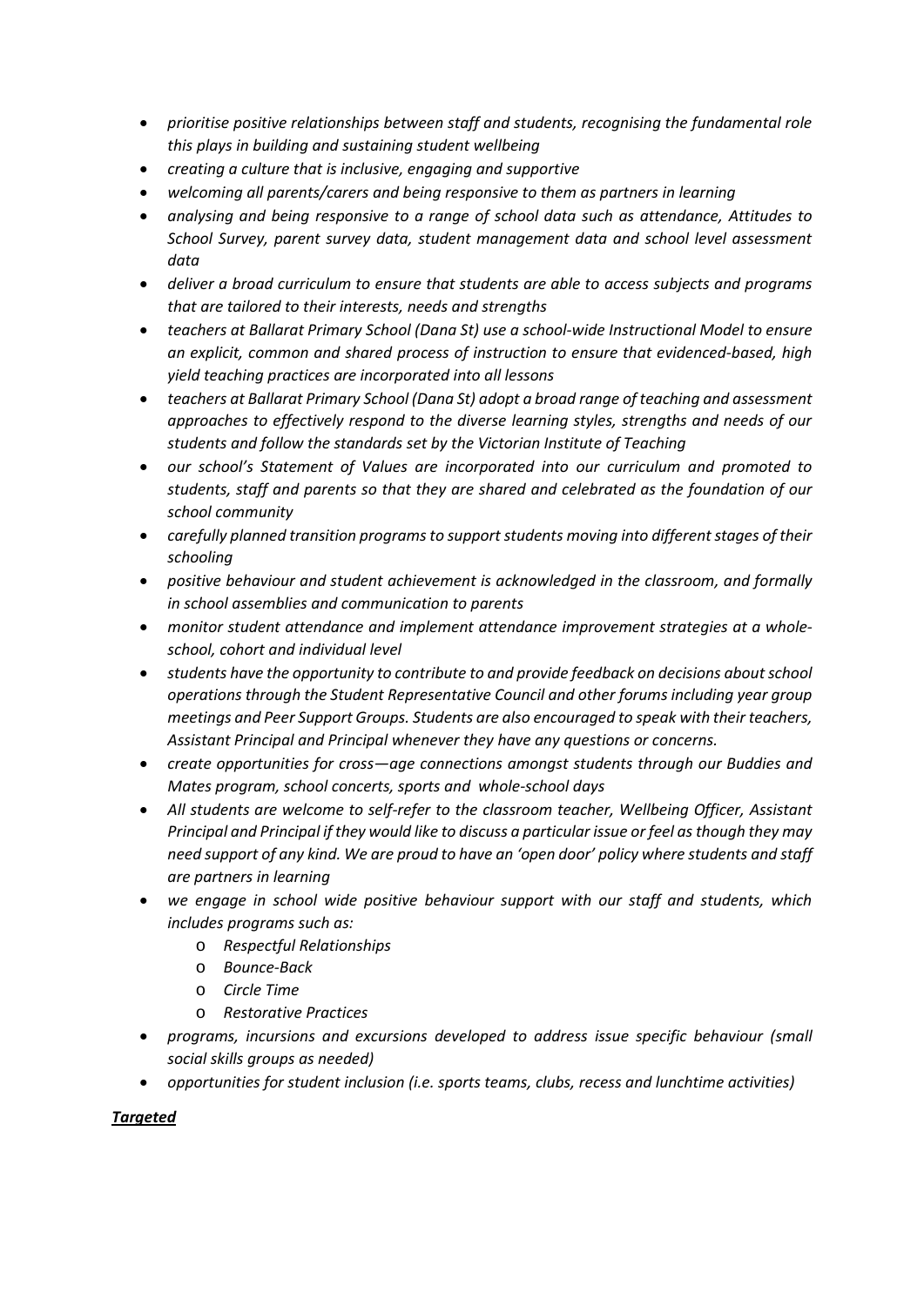- *prioritise positive relationships between staff and students, recognising the fundamental role this plays in building and sustaining student wellbeing*
- *creating a culture that is inclusive, engaging and supportive*
- *welcoming all parents/carers and being responsive to them as partners in learning*
- *analysing and being responsive to a range of school data such as attendance, Attitudes to School Survey, parent survey data, student management data and school level assessment data*
- *deliver a broad curriculum to ensure that students are able to access subjects and programs that are tailored to their interests, needs and strengths*
- *teachers at Ballarat Primary School (Dana St) use a school-wide Instructional Model to ensure an explicit, common and shared process of instruction to ensure that evidenced-based, high yield teaching practices are incorporated into all lessons*
- *teachers at Ballarat Primary School (Dana St) adopt a broad range of teaching and assessment approaches to effectively respond to the diverse learning styles, strengths and needs of our students and follow the standards set by the Victorian Institute of Teaching*
- *our school's Statement of Values are incorporated into our curriculum and promoted to students, staff and parents so that they are shared and celebrated as the foundation of our school community*
- *carefully planned transition programs to support students moving into different stages of their schooling*
- *positive behaviour and student achievement is acknowledged in the classroom, and formally in school assemblies and communication to parents*
- *monitor student attendance and implement attendance improvement strategies at a whole-school, cohort and individual level*
- *students have the opportunity to contribute to and provide feedback on decisions about school operations through the Student Representative Council and other forums including year group meetings and Peer Support Groups. Students are also encouraged to speak with their teachers, Assistant Principal and Principal whenever they have any questions or concerns.*
- *create opportunities for cross—age connections amongst students through our Buddies and Mates program, school concerts, sports and whole-school days*
- *All students are welcome to self-refer to the classroom teacher, Wellbeing Officer, Assistant Principal and Principal if they would like to discuss a particular issue or feel as though they may need support of any kind. We are proud to have an 'open door' policy where students and staff are partners in learning*
- *we engage in school wide positive behaviour support with our staff and students, which includes programs such as:*
  - *Respectful Relationships*
  - *Bounce-Back*
  - *Circle Time*
  - *Restorative Practices*
- *programs, incursions and excursions developed to address issue specific behaviour (small social skills groups as needed)*
- *opportunities for student inclusion (i.e. sports teams, clubs, recess and lunchtime activities)*

***Targeted***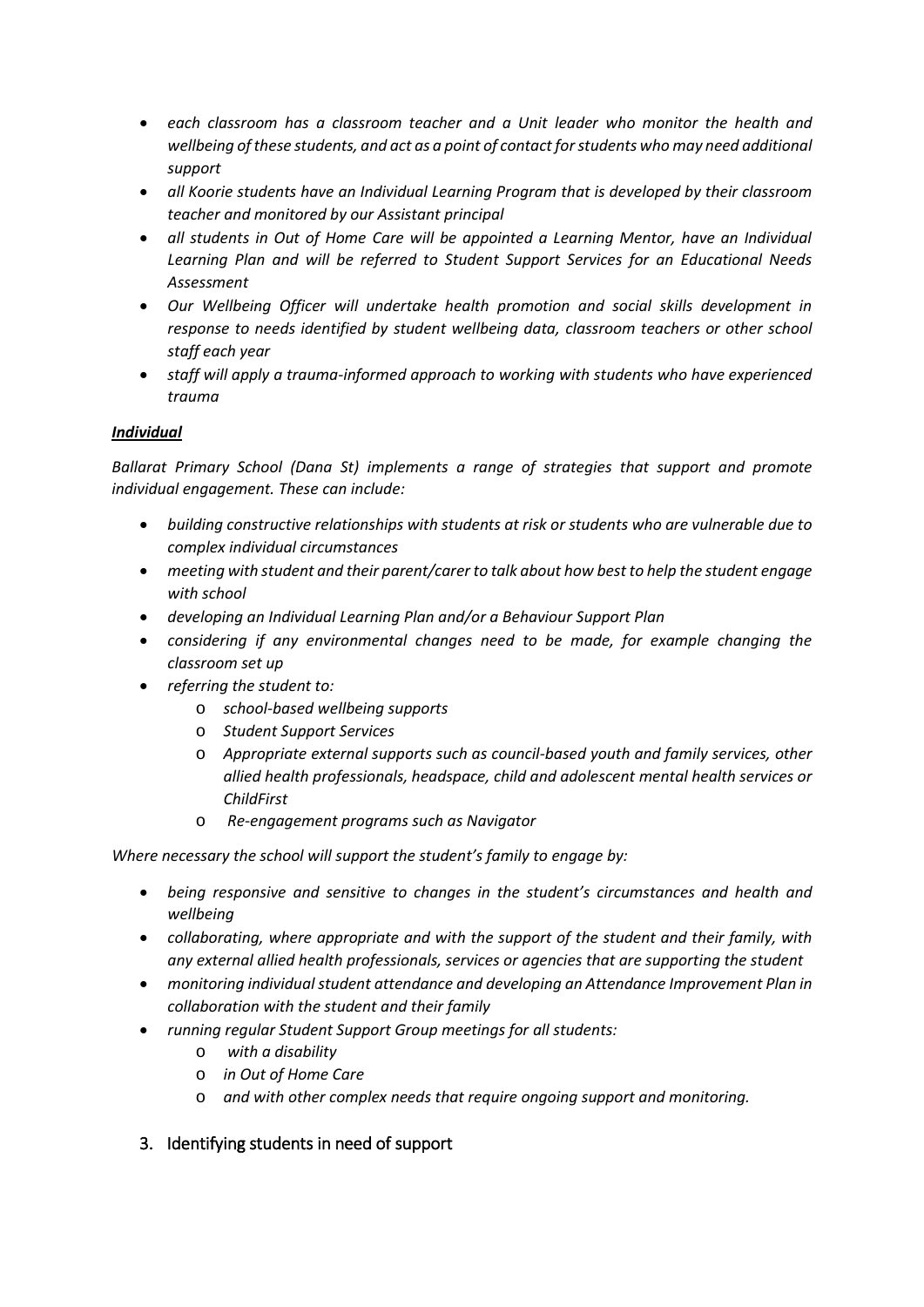- *each classroom has a classroom teacher and a Unit leader who monitor the health and wellbeing of these students, and act as a point of contact for students who may need additional support*
- *all Koorie students have an Individual Learning Program that is developed by their classroom teacher and monitored by our Assistant principal*
- *all students in Out of Home Care will be appointed a Learning Mentor, have an Individual Learning Plan and will be referred to Student Support Services for an Educational Needs Assessment*
- *Our Wellbeing Officer will undertake health promotion and social skills development in response to needs identified by student wellbeing data, classroom teachers or other school staff each year*
- *staff will apply a trauma-informed approach to working with students who have experienced trauma*

***Individual***

*Ballarat Primary School (Dana St) implements a range of strategies that support and promote individual engagement. These can include:*

- *building constructive relationships with students at risk or students who are vulnerable due to complex individual circumstances*
- *meeting with student and their parent/carer to talk about how best to help the student engage with school*
- *developing an Individual Learning Plan and/or a Behaviour Support Plan*
- *considering if any environmental changes need to be made, for example changing the classroom set up*
- *referring the student to:*
    - *school-based wellbeing supports*
    - *Student Support Services*
    - *Appropriate external supports such as council-based youth and family services, other allied health professionals, headspace, child and adolescent mental health services or ChildFirst*
    - *Re-engagement programs such as Navigator*

*Where necessary the school will support the student's family to engage by:*

- *being responsive and sensitive to changes in the student's circumstances and health and wellbeing*
- *collaborating, where appropriate and with the support of the student and their family, with any external allied health professionals, services or agencies that are supporting the student*
- *monitoring individual student attendance and developing an Attendance Improvement Plan in collaboration with the student and their family*
- *running regular Student Support Group meetings for all students:*
    - *with a disability*
    - *in Out of Home Care*
    - *and with other complex needs that require ongoing support and monitoring.*

## 3. Identifying students in need of support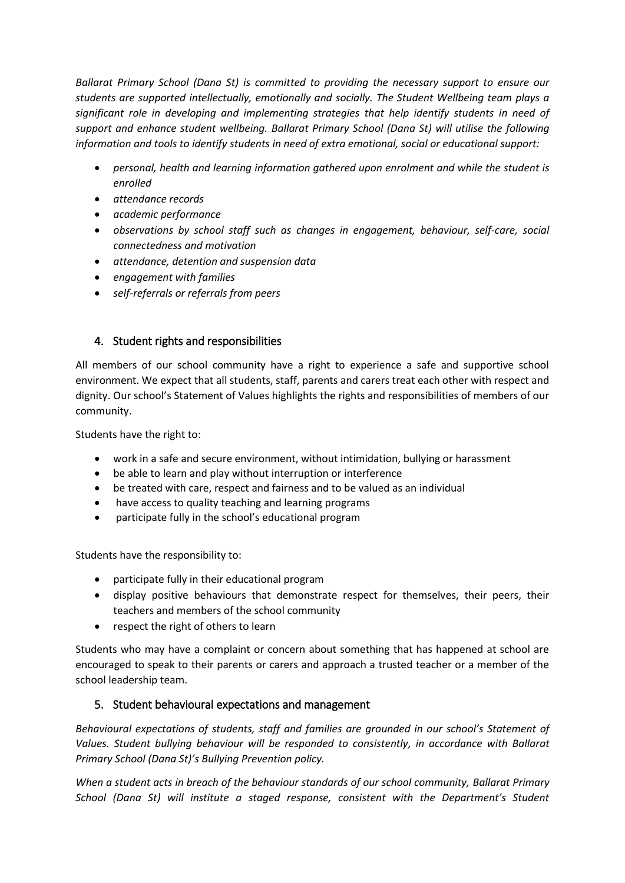*Ballarat Primary School (Dana St) is committed to providing the necessary support to ensure our students are supported intellectually, emotionally and socially. The Student Wellbeing team plays a significant role in developing and implementing strategies that help identify students in need of support and enhance student wellbeing. Ballarat Primary School (Dana St) will utilise the following information and tools to identify students in need of extra emotional, social or educational support:*

- *personal, health and learning information gathered upon enrolment and while the student is enrolled*
- *attendance records*
- *academic performance*
- *observations by school staff such as changes in engagement, behaviour, self-care, social connectedness and motivation*
- *attendance, detention and suspension data*
- *engagement with families*
- *self-referrals or referrals from peers*

## 4. Student rights and responsibilities

All members of our school community have a right to experience a safe and supportive school environment. We expect that all students, staff, parents and carers treat each other with respect and dignity. Our school's Statement of Values highlights the rights and responsibilities of members of our community.

Students have the right to:

- work in a safe and secure environment, without intimidation, bullying or harassment
- be able to learn and play without interruption or interference
- be treated with care, respect and fairness and to be valued as an individual
- have access to quality teaching and learning programs
- participate fully in the school's educational program

Students have the responsibility to:

- participate fully in their educational program
- display positive behaviours that demonstrate respect for themselves, their peers, their teachers and members of the school community
- respect the right of others to learn

Students who may have a complaint or concern about something that has happened at school are encouraged to speak to their parents or carers and approach a trusted teacher or a member of the school leadership team.

## 5. Student behavioural expectations and management

*Behavioural expectations of students, staff and families are grounded in our school's Statement of Values. Student bullying behaviour will be responded to consistently, in accordance with Ballarat Primary School (Dana St)'s Bullying Prevention policy.*

*When a student acts in breach of the behaviour standards of our school community, Ballarat Primary School (Dana St) will institute a staged response, consistent with the Department's Student*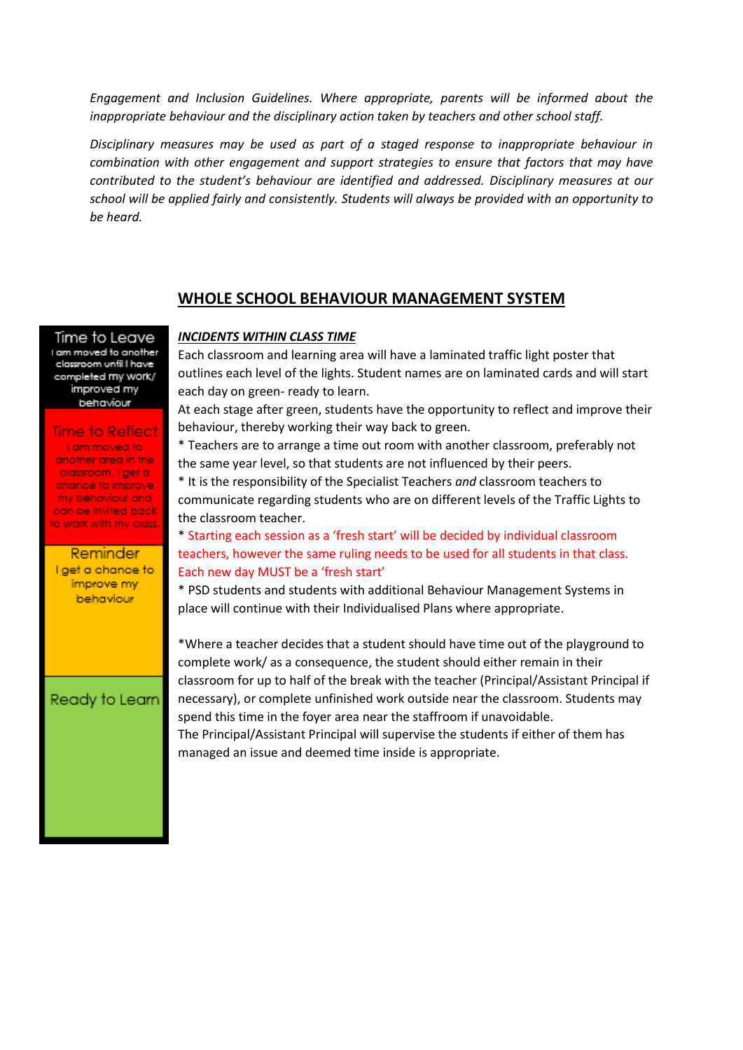*Engagement and Inclusion Guidelines. Where appropriate, parents will be informed about the inappropriate behaviour and the disciplinary action taken by teachers and other school staff.*

*Disciplinary measures may be used as part of a staged response to inappropriate behaviour in combination with other engagement and support strategies to ensure that factors that may have contributed to the student's behaviour are identified and addressed. Disciplinary measures at our school will be applied fairly and consistently. Students will always be provided with an opportunity to be heard.*

## WHOLE SCHOOL BEHAVIOUR MANAGEMENT SYSTEM

| Traffic Lights |
|---|
| **Time to Leave** – I am moved to another classroom until I have completed my work/ improved my behaviour |
| **Time to Reflect** – I am moved to another area in the classroom. I get a chance to improve my behaviour and can be invited back to work with my class. |
| **Reminder** – I get a chance to improve my behaviour |
| **Ready to Learn** |

***INCIDENTS WITHIN CLASS TIME***

Each classroom and learning area will have a laminated traffic light poster that outlines each level of the lights. Student names are on laminated cards and will start each day on green- ready to learn.

At each stage after green, students have the opportunity to reflect and improve their behaviour, thereby working their way back to green.

* Teachers are to arrange a time out room with another classroom, preferably not the same year level, so that students are not influenced by their peers.

* It is the responsibility of the Specialist Teachers *and* classroom teachers to communicate regarding students who are on different levels of the Traffic Lights to the classroom teacher.

* Starting each session as a 'fresh start' will be decided by individual classroom teachers, however the same ruling needs to be used for all students in that class. Each new day MUST be a 'fresh start'

* PSD students and students with additional Behaviour Management Systems in place will continue with their Individualised Plans where appropriate.

*Where a teacher decides that a student should have time out of the playground to complete work/ as a consequence, the student should either remain in their classroom for up to half of the break with the teacher (Principal/Assistant Principal if necessary), or complete unfinished work outside near the classroom. Students may spend this time in the foyer area near the staffroom if unavoidable.

The Principal/Assistant Principal will supervise the students if either of them has managed an issue and deemed time inside is appropriate.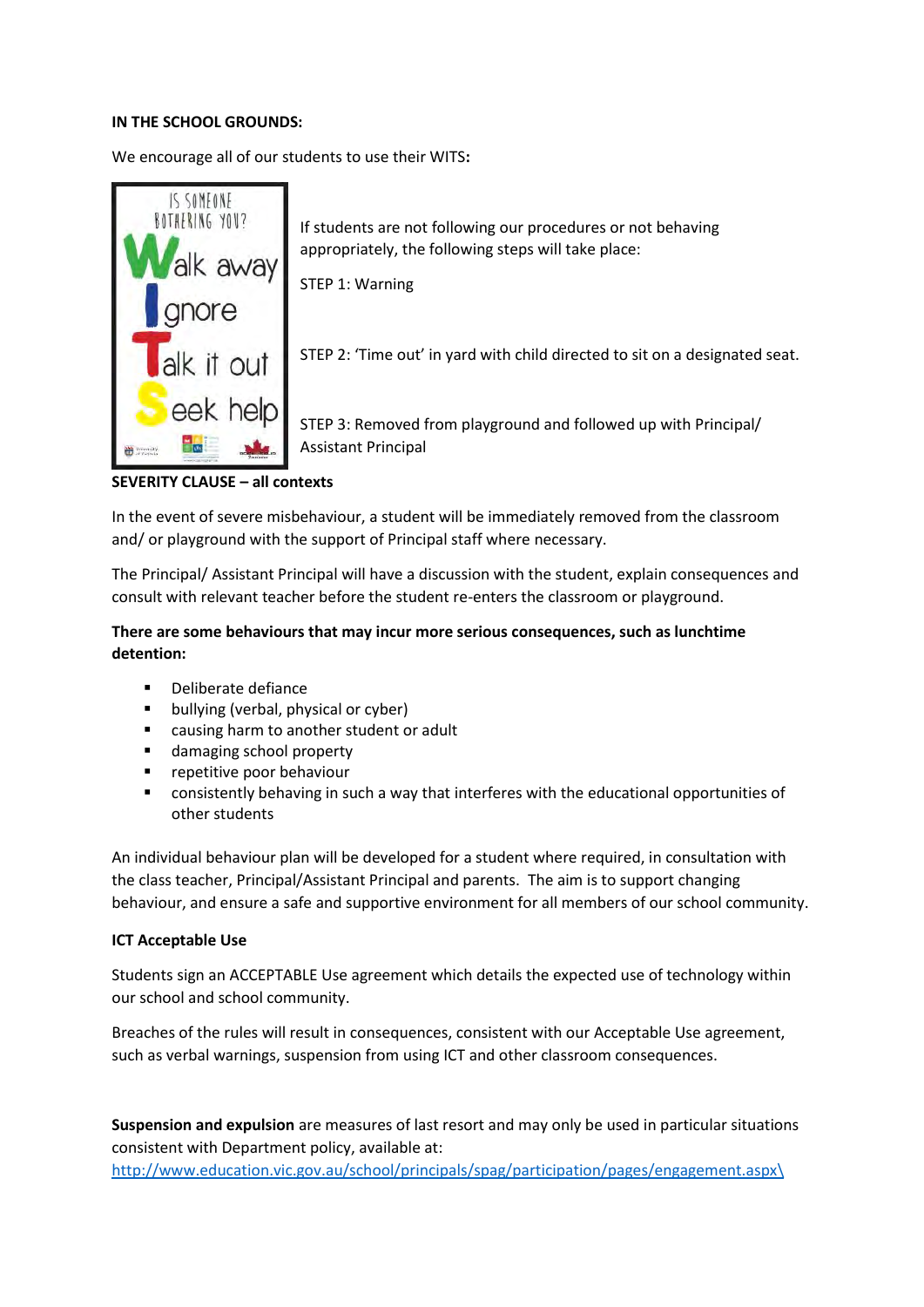**IN THE SCHOOL GROUNDS:**

We encourage all of our students to use their WITS**:**

IS SOMEONE BOTHERING YOU?

Walk away

Ignore

Talk it out

Seek help

If students are not following our procedures or not behaving appropriately, the following steps will take place:

STEP 1: Warning

STEP 2: 'Time out' in yard with child directed to sit on a designated seat.

STEP 3: Removed from playground and followed up with Principal/ Assistant Principal

**SEVERITY CLAUSE – all contexts**

In the event of severe misbehaviour, a student will be immediately removed from the classroom and/ or playground with the support of Principal staff where necessary.

The Principal/ Assistant Principal will have a discussion with the student, explain consequences and consult with relevant teacher before the student re-enters the classroom or playground.

**There are some behaviours that may incur more serious consequences, such as lunchtime detention:**

- Deliberate defiance
- bullying (verbal, physical or cyber)
- causing harm to another student or adult
- damaging school property
- repetitive poor behaviour
- consistently behaving in such a way that interferes with the educational opportunities of other students

An individual behaviour plan will be developed for a student where required, in consultation with the class teacher, Principal/Assistant Principal and parents. The aim is to support changing behaviour, and ensure a safe and supportive environment for all members of our school community.

**ICT Acceptable Use**

Students sign an ACCEPTABLE Use agreement which details the expected use of technology within our school and school community.

Breaches of the rules will result in consequences, consistent with our Acceptable Use agreement, such as verbal warnings, suspension from using ICT and other classroom consequences.

**Suspension and expulsion** are measures of last resort and may only be used in particular situations consistent with Department policy, available at: http://www.education.vic.gov.au/school/principals/spag/participation/pages/engagement.aspx\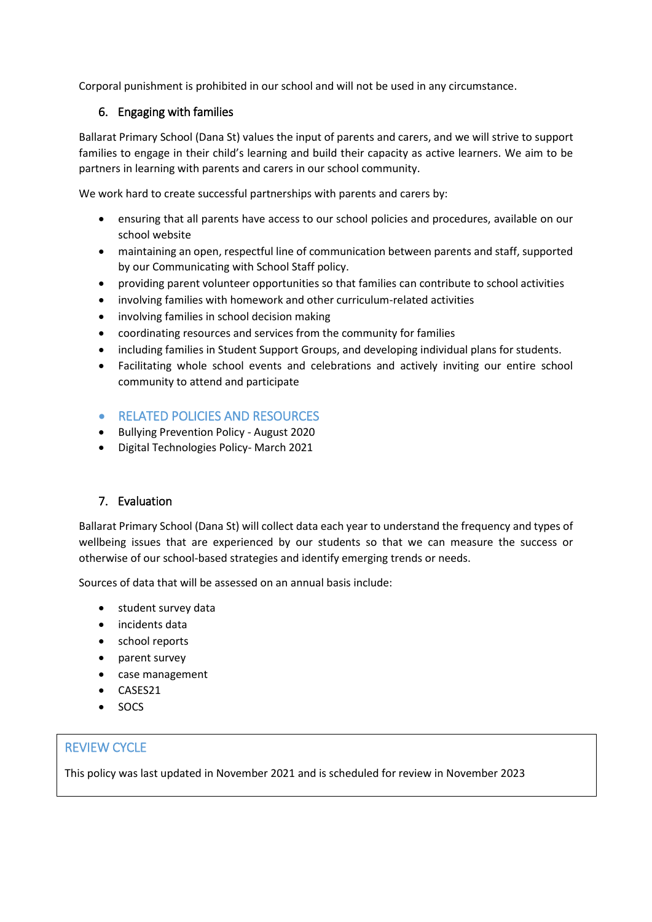Corporal punishment is prohibited in our school and will not be used in any circumstance.

## 6. Engaging with families

Ballarat Primary School (Dana St) values the input of parents and carers, and we will strive to support families to engage in their child's learning and build their capacity as active learners. We aim to be partners in learning with parents and carers in our school community.

We work hard to create successful partnerships with parents and carers by:

- ensuring that all parents have access to our school policies and procedures, available on our school website
- maintaining an open, respectful line of communication between parents and staff, supported by our Communicating with School Staff policy.
- providing parent volunteer opportunities so that families can contribute to school activities
- involving families with homework and other curriculum-related activities
- involving families in school decision making
- coordinating resources and services from the community for families
- including families in Student Support Groups, and developing individual plans for students.
- Facilitating whole school events and celebrations and actively inviting our entire school community to attend and participate

- RELATED POLICIES AND RESOURCES
- Bullying Prevention Policy - August 2020
- Digital Technologies Policy- March 2021

## 7. Evaluation

Ballarat Primary School (Dana St) will collect data each year to understand the frequency and types of wellbeing issues that are experienced by our students so that we can measure the success or otherwise of our school-based strategies and identify emerging trends or needs.

Sources of data that will be assessed on an annual basis include:

- student survey data
- incidents data
- school reports
- parent survey
- case management
- CASES21
- SOCS

## REVIEW CYCLE

This policy was last updated in November 2021 and is scheduled for review in November 2023